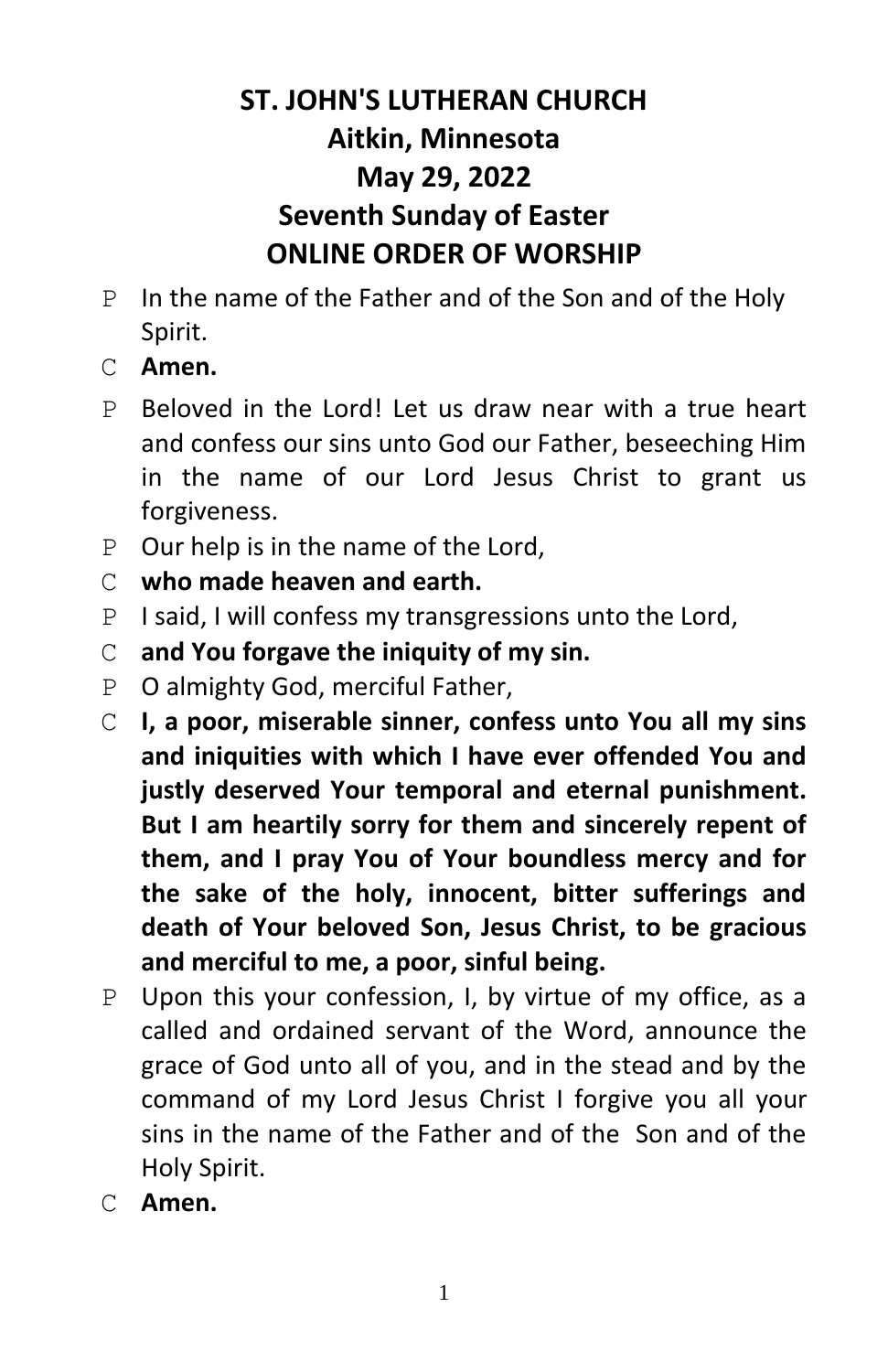# ST. JOHN'S LUTHERAN CHURCH
# Aitkin, Minnesota
# May 29, 2022
# Seventh Sunday of Easter
# ONLINE ORDER OF WORSHIP

P In the name of the Father and of the Son and of the Holy Spirit.

C **Amen.**

P Beloved in the Lord! Let us draw near with a true heart and confess our sins unto God our Father, beseeching Him in the name of our Lord Jesus Christ to grant us forgiveness.

P Our help is in the name of the Lord,

C **who made heaven and earth.**

P I said, I will confess my transgressions unto the Lord,

C **and You forgave the iniquity of my sin.**

P O almighty God, merciful Father,

C **I, a poor, miserable sinner, confess unto You all my sins and iniquities with which I have ever offended You and justly deserved Your temporal and eternal punishment. But I am heartily sorry for them and sincerely repent of them, and I pray You of Your boundless mercy and for the sake of the holy, innocent, bitter sufferings and death of Your beloved Son, Jesus Christ, to be gracious and merciful to me, a poor, sinful being.**

P Upon this your confession, I, by virtue of my office, as a called and ordained servant of the Word, announce the grace of God unto all of you, and in the stead and by the command of my Lord Jesus Christ I forgive you all your sins in the name of the Father and of the Son and of the Holy Spirit.

C **Amen.**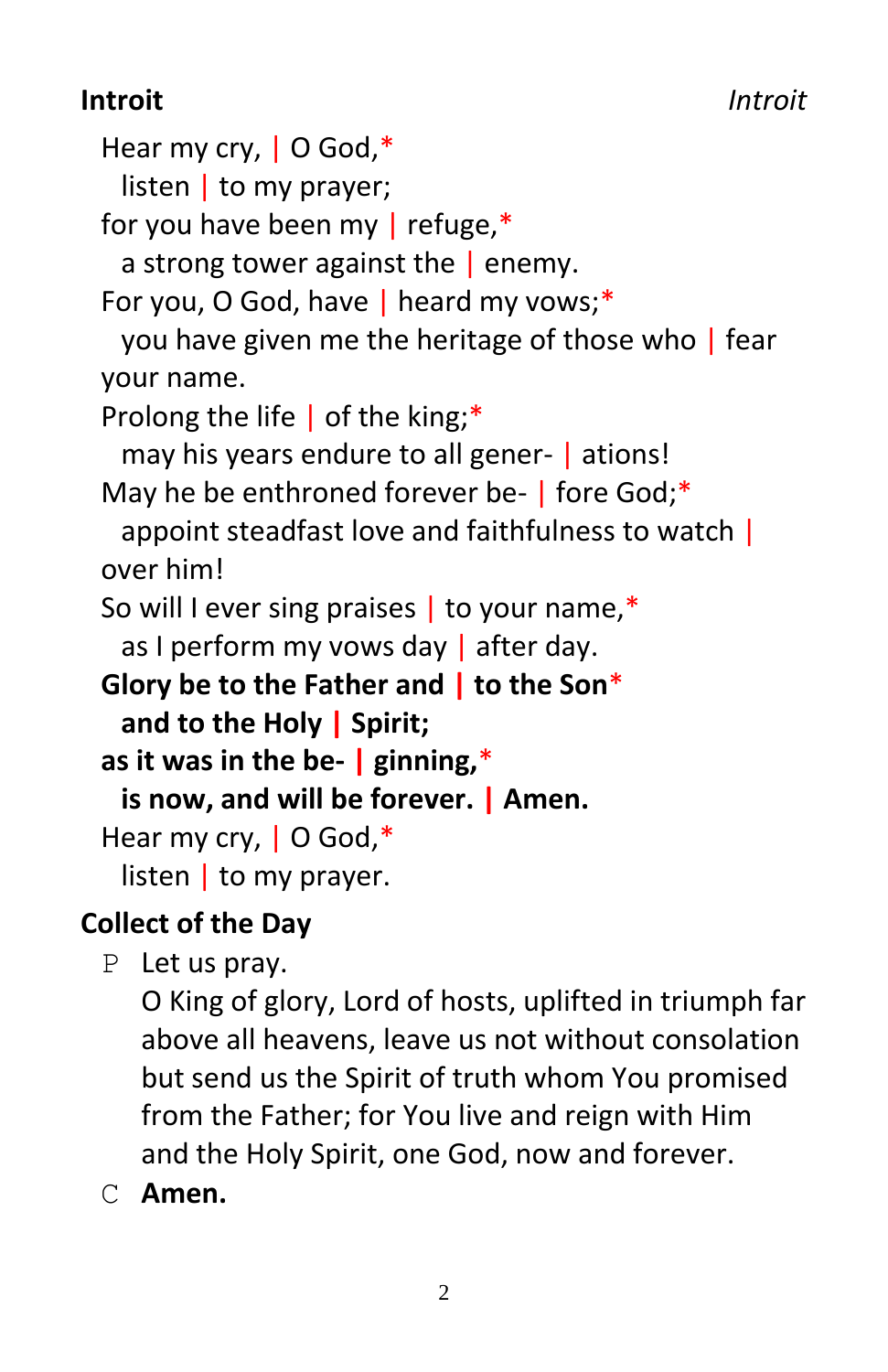## Introit *Introit*

Hear my cry, | O God,*
  listen | to my prayer;
for you have been my | refuge,*
  a strong tower against the | enemy.
For you, O God, have | heard my vows;*
  you have given me the heritage of those who | fear your name.
Prolong the life | of the king;*
  may his years endure to all gener- | ations!
May he be enthroned forever be- | fore God;*
  appoint steadfast love and faithfulness to watch | over him!
So will I ever sing praises | to your name,*
  as I perform my vows day | after day.
**Glory be to the Father and | to the Son***
  **and to the Holy | Spirit;**
**as it was in the be- | ginning,***
  **is now, and will be forever. | Amen.**
Hear my cry, | O God,*
  listen | to my prayer.

## Collect of the Day

P Let us pray.
O King of glory, Lord of hosts, uplifted in triumph far above all heavens, leave us not without consolation but send us the Spirit of truth whom You promised from the Father; for You live and reign with Him and the Holy Spirit, one God, now and forever.

C **Amen.**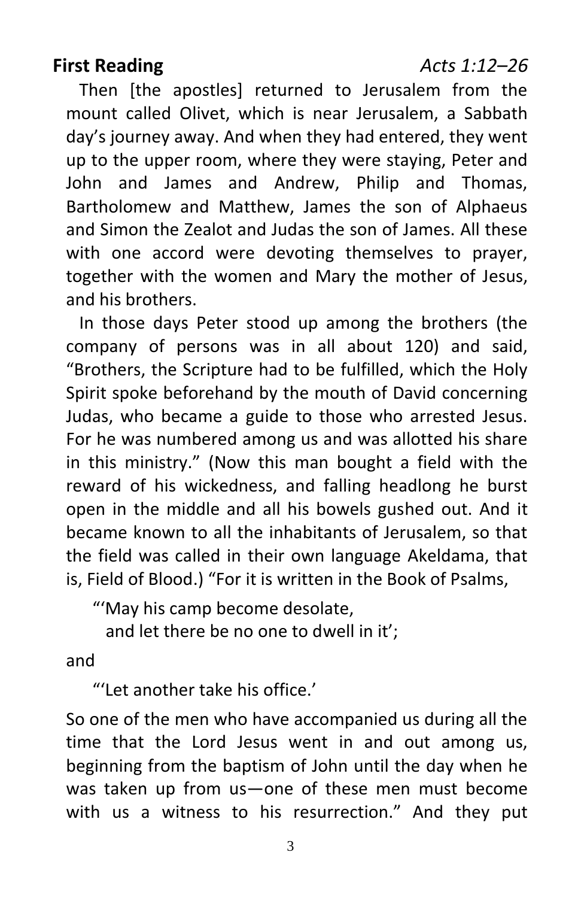**First Reading** *Acts 1:12–26*

Then [the apostles] returned to Jerusalem from the mount called Olivet, which is near Jerusalem, a Sabbath day's journey away. And when they had entered, they went up to the upper room, where they were staying, Peter and John and James and Andrew, Philip and Thomas, Bartholomew and Matthew, James the son of Alphaeus and Simon the Zealot and Judas the son of James. All these with one accord were devoting themselves to prayer, together with the women and Mary the mother of Jesus, and his brothers.

In those days Peter stood up among the brothers (the company of persons was in all about 120) and said, "Brothers, the Scripture had to be fulfilled, which the Holy Spirit spoke beforehand by the mouth of David concerning Judas, who became a guide to those who arrested Jesus. For he was numbered among us and was allotted his share in this ministry." (Now this man bought a field with the reward of his wickedness, and falling headlong he burst open in the middle and all his bowels gushed out. And it became known to all the inhabitants of Jerusalem, so that the field was called in their own language Akeldama, that is, Field of Blood.) "For it is written in the Book of Psalms,

> "'May his camp become desolate,
> and let there be no one to dwell in it';

and

> "'Let another take his office.'

So one of the men who have accompanied us during all the time that the Lord Jesus went in and out among us, beginning from the baptism of John until the day when he was taken up from us—one of these men must become with us a witness to his resurrection." And they put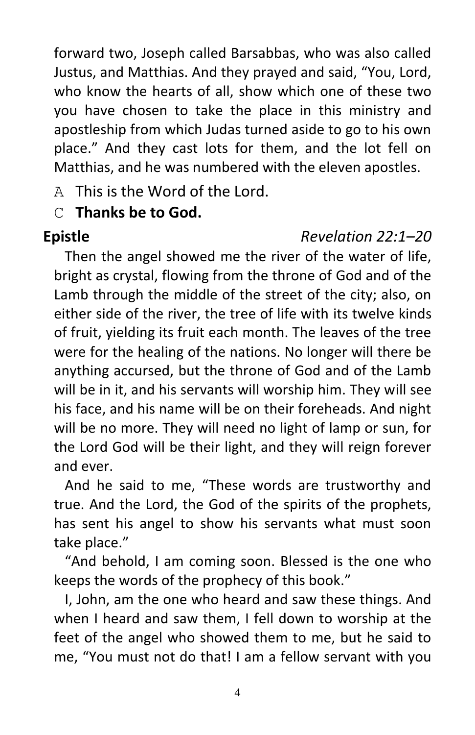forward two, Joseph called Barsabbas, who was also called Justus, and Matthias. And they prayed and said, "You, Lord, who know the hearts of all, show which one of these two you have chosen to take the place in this ministry and apostleship from which Judas turned aside to go to his own place." And they cast lots for them, and the lot fell on Matthias, and he was numbered with the eleven apostles.

A This is the Word of the Lord.

C **Thanks be to God.**

**Epistle** *Revelation 22:1–20*

Then the angel showed me the river of the water of life, bright as crystal, flowing from the throne of God and of the Lamb through the middle of the street of the city; also, on either side of the river, the tree of life with its twelve kinds of fruit, yielding its fruit each month. The leaves of the tree were for the healing of the nations. No longer will there be anything accursed, but the throne of God and of the Lamb will be in it, and his servants will worship him. They will see his face, and his name will be on their foreheads. And night will be no more. They will need no light of lamp or sun, for the Lord God will be their light, and they will reign forever and ever.

And he said to me, "These words are trustworthy and true. And the Lord, the God of the spirits of the prophets, has sent his angel to show his servants what must soon take place."

"And behold, I am coming soon. Blessed is the one who keeps the words of the prophecy of this book."

I, John, am the one who heard and saw these things. And when I heard and saw them, I fell down to worship at the feet of the angel who showed them to me, but he said to me, "You must not do that! I am a fellow servant with you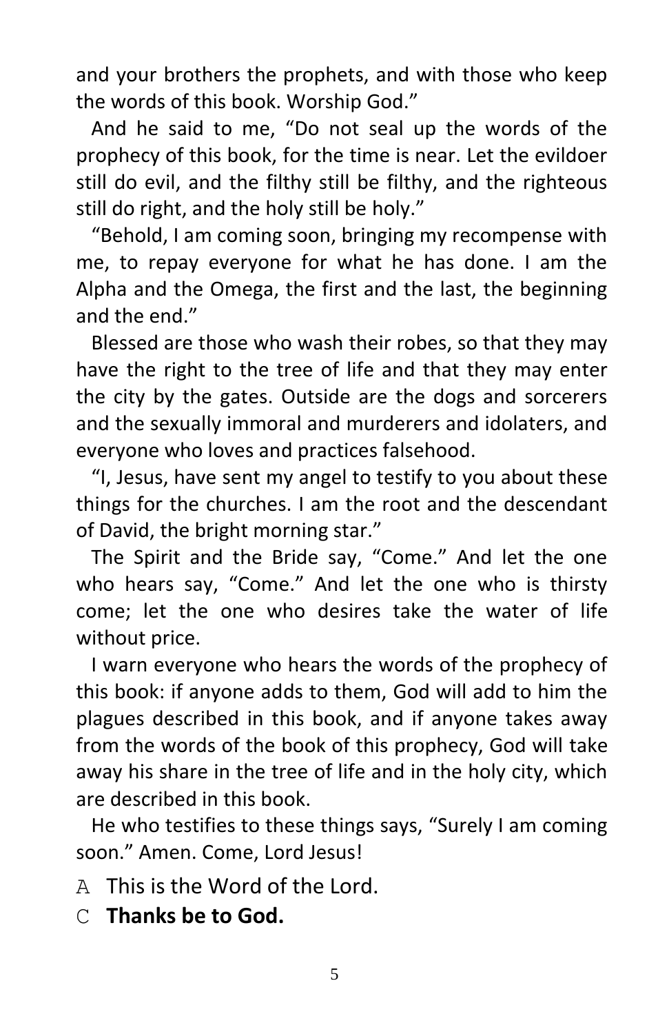and your brothers the prophets, and with those who keep the words of this book. Worship God."

And he said to me, "Do not seal up the words of the prophecy of this book, for the time is near. Let the evildoer still do evil, and the filthy still be filthy, and the righteous still do right, and the holy still be holy."

"Behold, I am coming soon, bringing my recompense with me, to repay everyone for what he has done. I am the Alpha and the Omega, the first and the last, the beginning and the end."

Blessed are those who wash their robes, so that they may have the right to the tree of life and that they may enter the city by the gates. Outside are the dogs and sorcerers and the sexually immoral and murderers and idolaters, and everyone who loves and practices falsehood.

"I, Jesus, have sent my angel to testify to you about these things for the churches. I am the root and the descendant of David, the bright morning star."

The Spirit and the Bride say, "Come." And let the one who hears say, "Come." And let the one who is thirsty come; let the one who desires take the water of life without price.

I warn everyone who hears the words of the prophecy of this book: if anyone adds to them, God will add to him the plagues described in this book, and if anyone takes away from the words of the book of this prophecy, God will take away his share in the tree of life and in the holy city, which are described in this book.

He who testifies to these things says, "Surely I am coming soon." Amen. Come, Lord Jesus!

A This is the Word of the Lord.

C **Thanks be to God.**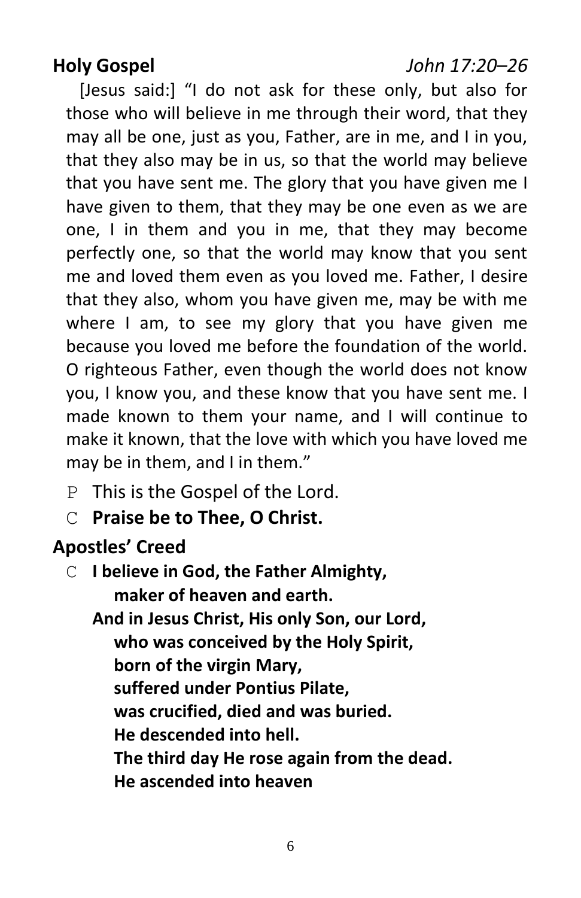**Holy Gospel** *John 17:20–26*

[Jesus said:] "I do not ask for these only, but also for those who will believe in me through their word, that they may all be one, just as you, Father, are in me, and I in you, that they also may be in us, so that the world may believe that you have sent me. The glory that you have given me I have given to them, that they may be one even as we are one, I in them and you in me, that they may become perfectly one, so that the world may know that you sent me and loved them even as you loved me. Father, I desire that they also, whom you have given me, may be with me where I am, to see my glory that you have given me because you loved me before the foundation of the world. O righteous Father, even though the world does not know you, I know you, and these know that you have sent me. I made known to them your name, and I will continue to make it known, that the love with which you have loved me may be in them, and I in them."

P This is the Gospel of the Lord.

C **Praise be to Thee, O Christ.**

## Apostles' Creed

C **I believe in God, the Father Almighty,**
  **maker of heaven and earth.**
**And in Jesus Christ, His only Son, our Lord,**
  **who was conceived by the Holy Spirit,**
  **born of the virgin Mary,**
  **suffered under Pontius Pilate,**
  **was crucified, died and was buried.**
  **He descended into hell.**
  **The third day He rose again from the dead.**
  **He ascended into heaven**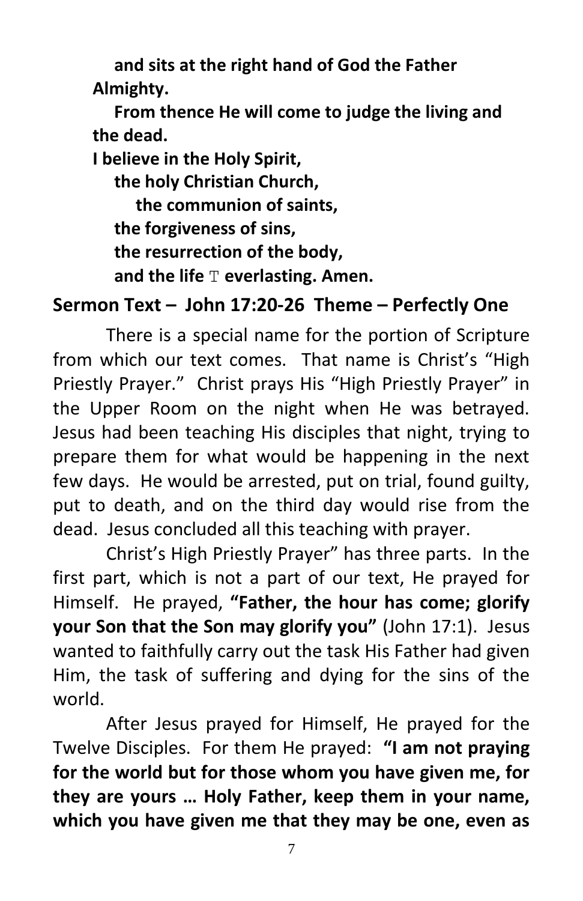**and sits at the right hand of God the Father Almighty.**

**From thence He will come to judge the living and the dead.**

**I believe in the Holy Spirit,**

**the holy Christian Church,**

**the communion of saints,**

**the forgiveness of sins,**

**the resurrection of the body,**

**and the life** T **everlasting. Amen.**

## Sermon Text – John 17:20-26 Theme – Perfectly One

There is a special name for the portion of Scripture from which our text comes. That name is Christ's "High Priestly Prayer." Christ prays His "High Priestly Prayer" in the Upper Room on the night when He was betrayed. Jesus had been teaching His disciples that night, trying to prepare them for what would be happening in the next few days. He would be arrested, put on trial, found guilty, put to death, and on the third day would rise from the dead. Jesus concluded all this teaching with prayer.

Christ's High Priestly Prayer" has three parts. In the first part, which is not a part of our text, He prayed for Himself. He prayed, **"Father, the hour has come; glorify your Son that the Son may glorify you"** (John 17:1). Jesus wanted to faithfully carry out the task His Father had given Him, the task of suffering and dying for the sins of the world.

After Jesus prayed for Himself, He prayed for the Twelve Disciples. For them He prayed: **"I am not praying for the world but for those whom you have given me, for they are yours … Holy Father, keep them in your name, which you have given me that they may be one, even as**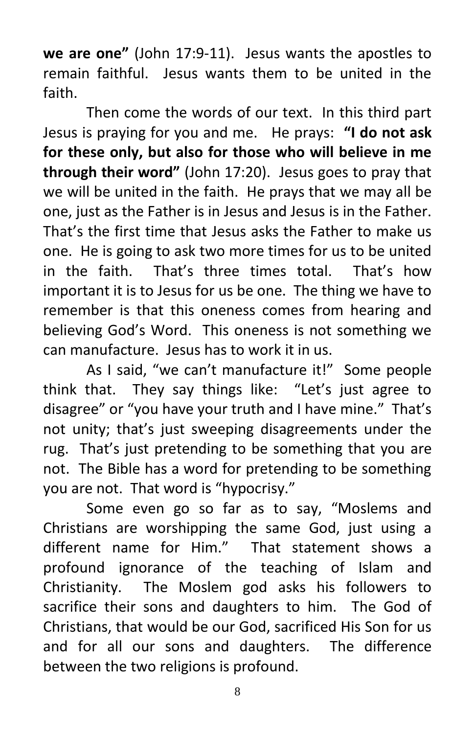**we are one"** (John 17:9-11). Jesus wants the apostles to remain faithful. Jesus wants them to be united in the faith.

Then come the words of our text. In this third part Jesus is praying for you and me. He prays: **"I do not ask for these only, but also for those who will believe in me through their word"** (John 17:20). Jesus goes to pray that we will be united in the faith. He prays that we may all be one, just as the Father is in Jesus and Jesus is in the Father. That's the first time that Jesus asks the Father to make us one. He is going to ask two more times for us to be united in the faith. That's three times total. That's how important it is to Jesus for us be one. The thing we have to remember is that this oneness comes from hearing and believing God's Word. This oneness is not something we can manufacture. Jesus has to work it in us.

As I said, "we can't manufacture it!" Some people think that. They say things like: "Let's just agree to disagree" or "you have your truth and I have mine." That's not unity; that's just sweeping disagreements under the rug. That's just pretending to be something that you are not. The Bible has a word for pretending to be something you are not. That word is "hypocrisy."

Some even go so far as to say, "Moslems and Christians are worshipping the same God, just using a different name for Him." That statement shows a profound ignorance of the teaching of Islam and Christianity. The Moslem god asks his followers to sacrifice their sons and daughters to him. The God of Christians, that would be our God, sacrificed His Son for us and for all our sons and daughters. The difference between the two religions is profound.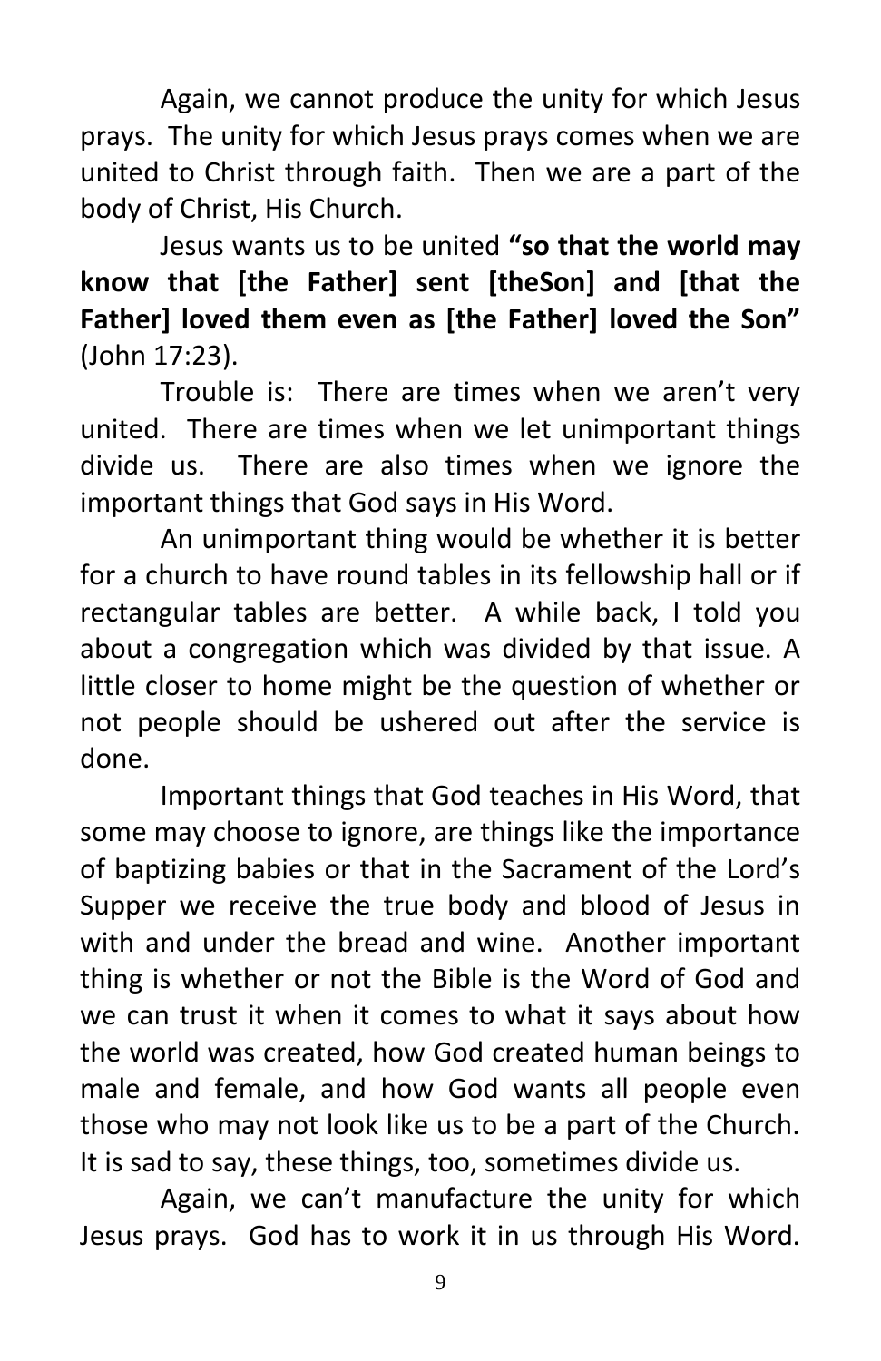Again, we cannot produce the unity for which Jesus prays. The unity for which Jesus prays comes when we are united to Christ through faith. Then we are a part of the body of Christ, His Church.

Jesus wants us to be united **"so that the world may know that [the Father] sent [theSon] and [that the Father] loved them even as [the Father] loved the Son"** (John 17:23).

Trouble is: There are times when we aren't very united. There are times when we let unimportant things divide us. There are also times when we ignore the important things that God says in His Word.

An unimportant thing would be whether it is better for a church to have round tables in its fellowship hall or if rectangular tables are better. A while back, I told you about a congregation which was divided by that issue. A little closer to home might be the question of whether or not people should be ushered out after the service is done.

Important things that God teaches in His Word, that some may choose to ignore, are things like the importance of baptizing babies or that in the Sacrament of the Lord's Supper we receive the true body and blood of Jesus in with and under the bread and wine. Another important thing is whether or not the Bible is the Word of God and we can trust it when it comes to what it says about how the world was created, how God created human beings to male and female, and how God wants all people even those who may not look like us to be a part of the Church. It is sad to say, these things, too, sometimes divide us.

Again, we can't manufacture the unity for which Jesus prays. God has to work it in us through His Word.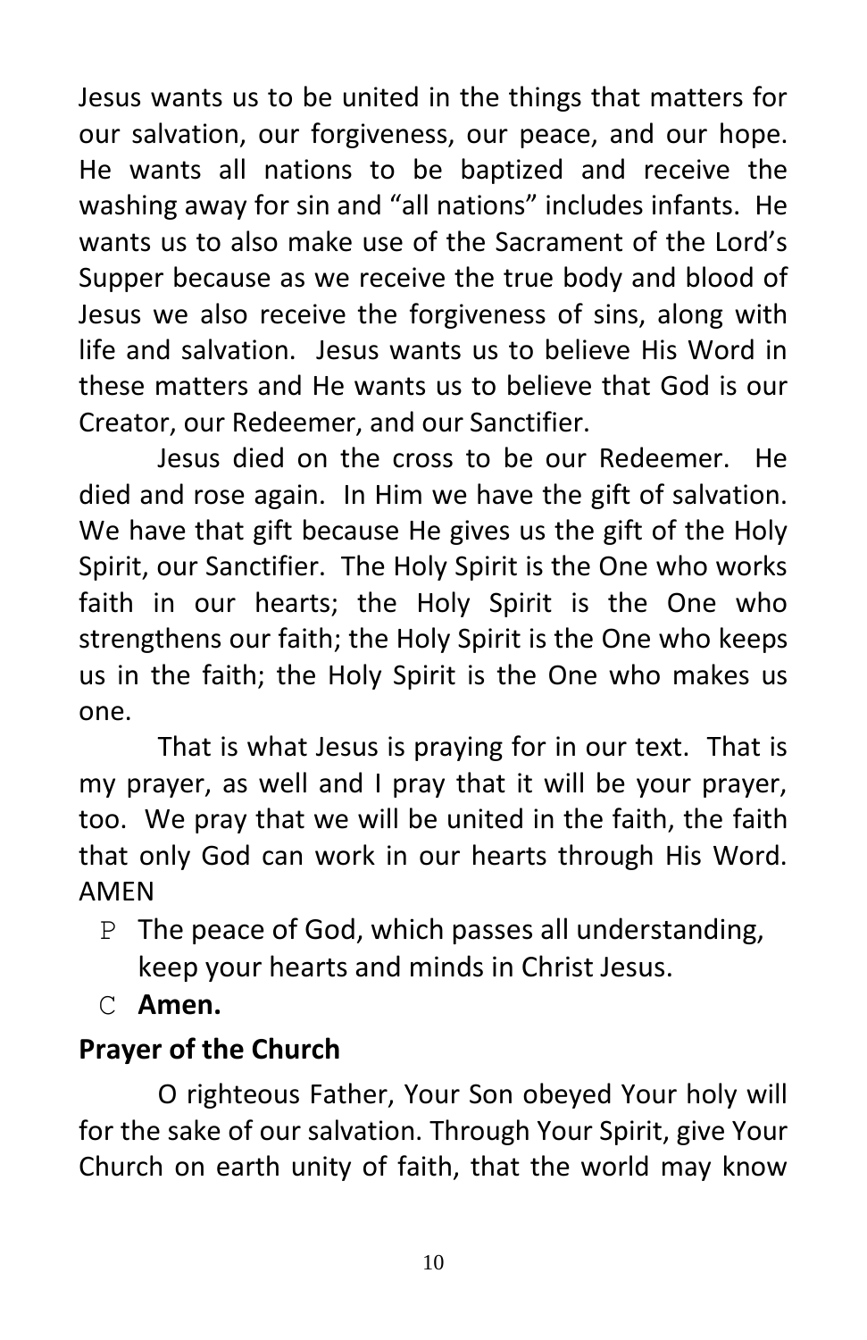Jesus wants us to be united in the things that matters for our salvation, our forgiveness, our peace, and our hope. He wants all nations to be baptized and receive the washing away for sin and "all nations" includes infants. He wants us to also make use of the Sacrament of the Lord's Supper because as we receive the true body and blood of Jesus we also receive the forgiveness of sins, along with life and salvation. Jesus wants us to believe His Word in these matters and He wants us to believe that God is our Creator, our Redeemer, and our Sanctifier.

Jesus died on the cross to be our Redeemer. He died and rose again. In Him we have the gift of salvation. We have that gift because He gives us the gift of the Holy Spirit, our Sanctifier. The Holy Spirit is the One who works faith in our hearts; the Holy Spirit is the One who strengthens our faith; the Holy Spirit is the One who keeps us in the faith; the Holy Spirit is the One who makes us one.

That is what Jesus is praying for in our text. That is my prayer, as well and I pray that it will be your prayer, too. We pray that we will be united in the faith, the faith that only God can work in our hearts through His Word. AMEN

P The peace of God, which passes all understanding, keep your hearts and minds in Christ Jesus.

C **Amen.**

**Prayer of the Church**

O righteous Father, Your Son obeyed Your holy will for the sake of our salvation. Through Your Spirit, give Your Church on earth unity of faith, that the world may know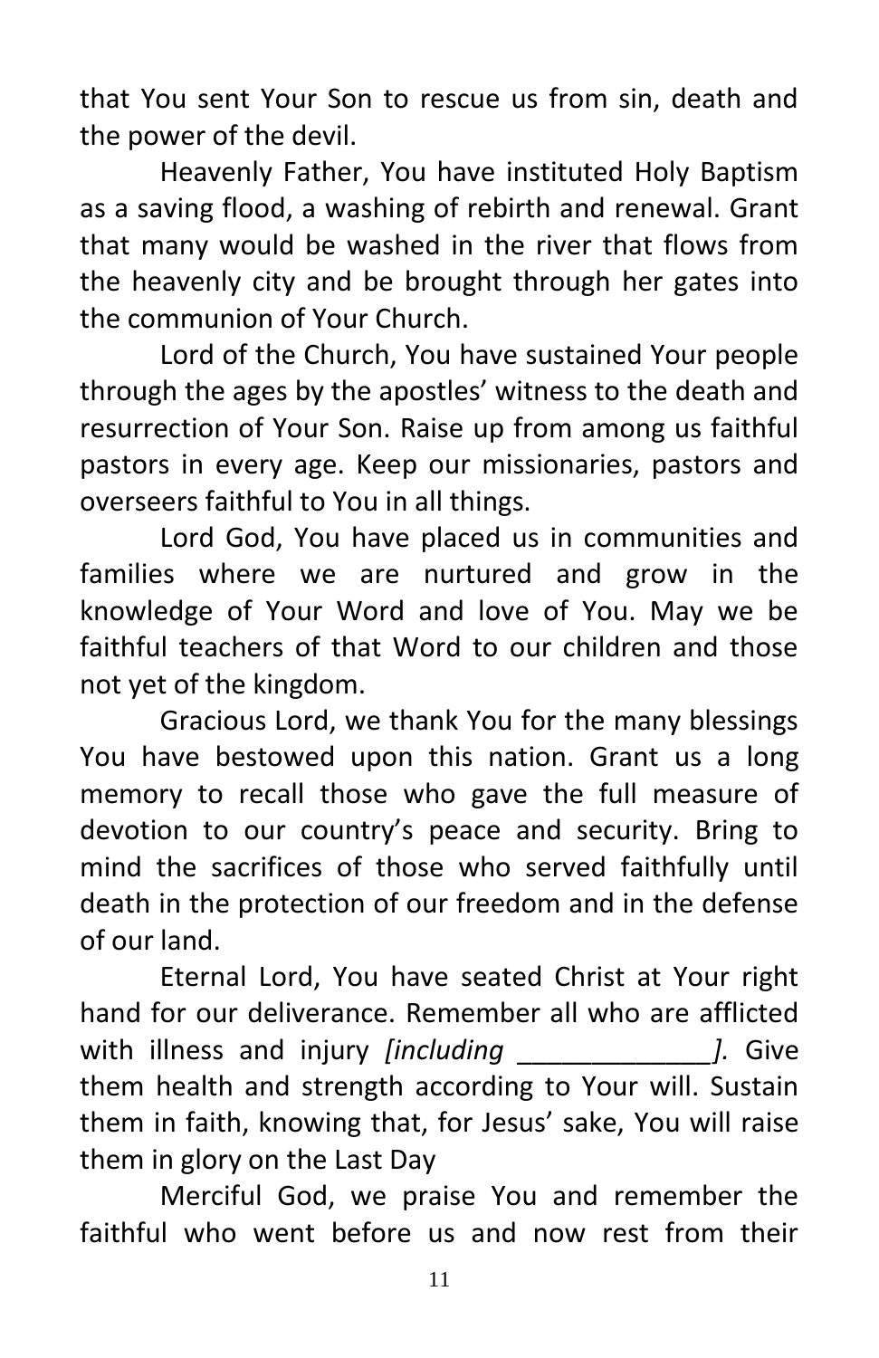that You sent Your Son to rescue us from sin, death and the power of the devil.

Heavenly Father, You have instituted Holy Baptism as a saving flood, a washing of rebirth and renewal. Grant that many would be washed in the river that flows from the heavenly city and be brought through her gates into the communion of Your Church.

Lord of the Church, You have sustained Your people through the ages by the apostles' witness to the death and resurrection of Your Son. Raise up from among us faithful pastors in every age. Keep our missionaries, pastors and overseers faithful to You in all things.

Lord God, You have placed us in communities and families where we are nurtured and grow in the knowledge of Your Word and love of You. May we be faithful teachers of that Word to our children and those not yet of the kingdom.

Gracious Lord, we thank You for the many blessings You have bestowed upon this nation. Grant us a long memory to recall those who gave the full measure of devotion to our country's peace and security. Bring to mind the sacrifices of those who served faithfully until death in the protection of our freedom and in the defense of our land.

Eternal Lord, You have seated Christ at Your right hand for our deliverance. Remember all who are afflicted with illness and injury *[including _____________].* Give them health and strength according to Your will. Sustain them in faith, knowing that, for Jesus' sake, You will raise them in glory on the Last Day

Merciful God, we praise You and remember the faithful who went before us and now rest from their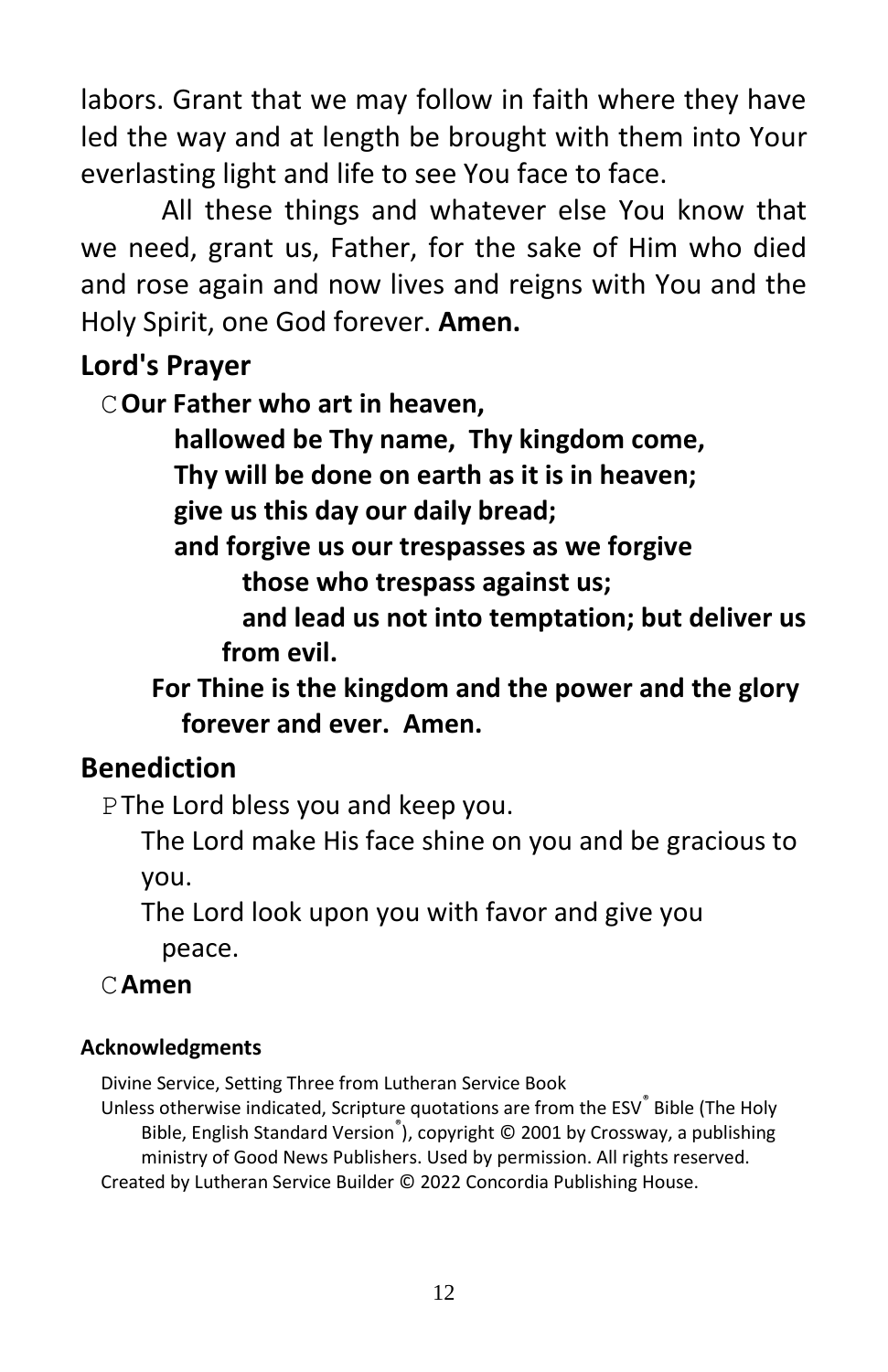labors. Grant that we may follow in faith where they have led the way and at length be brought with them into Your everlasting light and life to see You face to face.

All these things and whatever else You know that we need, grant us, Father, for the sake of Him who died and rose again and now lives and reigns with You and the Holy Spirit, one God forever. **Amen.**

## Lord's Prayer

C **Our Father who art in heaven,**
**hallowed be Thy name, Thy kingdom come,**
**Thy will be done on earth as it is in heaven;**
**give us this day our daily bread;**
**and forgive us our trespasses as we forgive**
**those who trespass against us;**
**and lead us not into temptation; but deliver us from evil.**
**For Thine is the kingdom and the power and the glory forever and ever. Amen.**

## Benediction

P The Lord bless you and keep you.
The Lord make His face shine on you and be gracious to you.
The Lord look upon you with favor and give you peace.

C **Amen**

### Acknowledgments

Divine Service, Setting Three from Lutheran Service Book
Unless otherwise indicated, Scripture quotations are from the ESV® Bible (The Holy Bible, English Standard Version®), copyright © 2001 by Crossway, a publishing ministry of Good News Publishers. Used by permission. All rights reserved.
Created by Lutheran Service Builder © 2022 Concordia Publishing House.